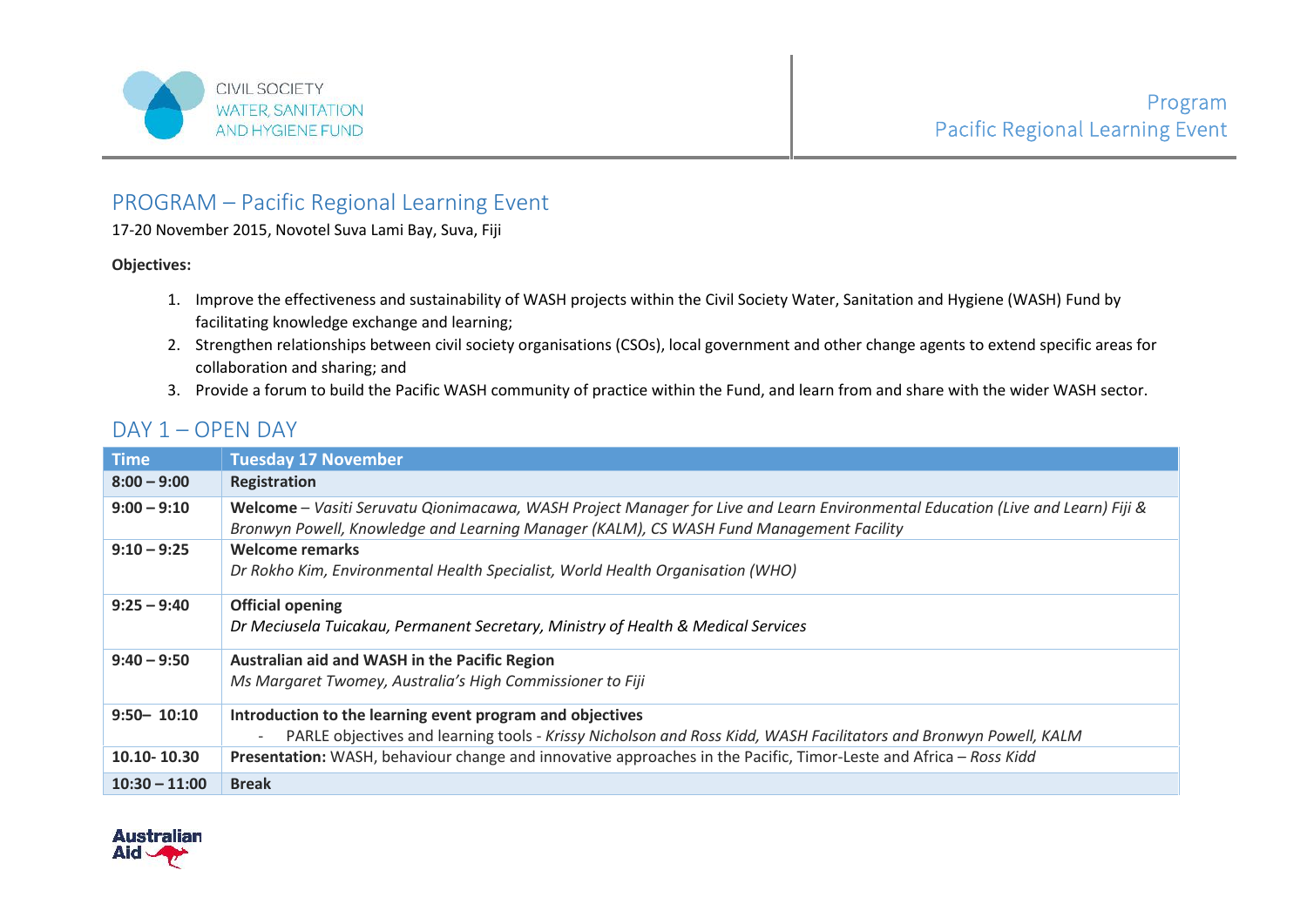# PROGRAM – Pacific Regional Learning Event

17-20 November 2015, Novotel Suva Lami Bay, Suva, Fiji

**Objectives:**

1. Improve the effectiveness and sustainability of WASH projects within the Civil Society Water, Sanitation and Hygiene (WASH) Fund by facilitating knowledge exchange and learning;
2. Strengthen relationships between civil society organisations (CSOs), local government and other change agents to extend specific areas for collaboration and sharing; and
3. Provide a forum to build the Pacific WASH community of practice within the Fund, and learn from and share with the wider WASH sector.

## DAY 1 – OPEN DAY

| Time | Tuesday 17 November |
|---|---|
| **8:00 – 9:00** | **Registration** |
| **9:00 – 9:10** | **Welcome** – *Vasiti Seruvatu Qionimacawa, WASH Project Manager for Live and Learn Environmental Education (Live and Learn) Fiji & Bronwyn Powell, Knowledge and Learning Manager (KALM), CS WASH Fund Management Facility* |
| **9:10 – 9:25** | **Welcome remarks**<br>*Dr Rokho Kim, Environmental Health Specialist, World Health Organisation (WHO)* |
| **9:25 – 9:40** | **Official opening**<br>*Dr Meciusela Tuicakau, Permanent Secretary, Ministry of Health & Medical Services* |
| **9:40 – 9:50** | **Australian aid and WASH in the Pacific Region**<br>*Ms Margaret Twomey, Australia's High Commissioner to Fiji* |
| **9:50– 10:10** | **Introduction to the learning event program and objectives**<br>- PARLE objectives and learning tools - *Krissy Nicholson and Ross Kidd, WASH Facilitators and Bronwyn Powell, KALM* |
| **10.10- 10.30** | **Presentation:** WASH, behaviour change and innovative approaches in the Pacific, Timor-Leste and Africa – *Ross Kidd* |
| **10:30 – 11:00** | **Break** |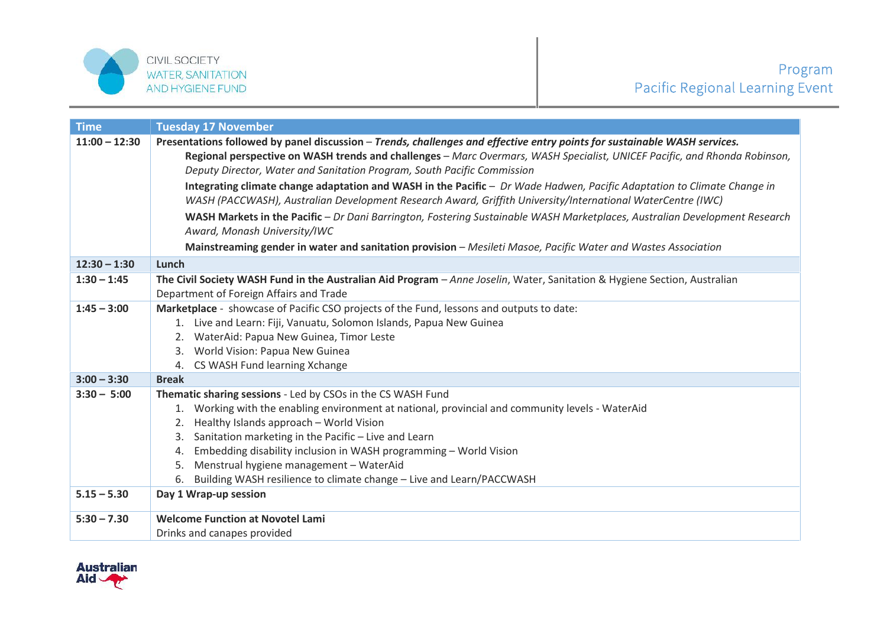Program
Pacific Regional Learning Event

| Time | Tuesday 17 November |
| --- | --- |
| 11:00 – 12:30 | **Presentations followed by panel discussion** – ***Trends, challenges and effective entry points for sustainable WASH services.*** <br> **Regional perspective on WASH trends and challenges** – *Marc Overmars, WASH Specialist, UNICEF Pacific, and Rhonda Robinson, Deputy Director, Water and Sanitation Program, South Pacific Commission* <br> **Integrating climate change adaptation and WASH in the Pacific** – *Dr Wade Hadwen, Pacific Adaptation to Climate Change in WASH (PACCWASH), Australian Development Research Award, Griffith University/International WaterCentre (IWC)* <br> **WASH Markets in the Pacific** – *Dr Dani Barrington, Fostering Sustainable WASH Marketplaces, Australian Development Research Award, Monash University/IWC* <br> **Mainstreaming gender in water and sanitation provision** – *Mesileti Masoe, Pacific Water and Wastes Association* |
| 12:30 – 1:30 | **Lunch** |
| 1:30 – 1:45 | **The Civil Society WASH Fund in the Australian Aid Program** – *Anne Joselin*, Water, Sanitation & Hygiene Section, Australian Department of Foreign Affairs and Trade |
| 1:45 – 3:00 | **Marketplace** - showcase of Pacific CSO projects of the Fund, lessons and outputs to date: <br> 1. Live and Learn: Fiji, Vanuatu, Solomon Islands, Papua New Guinea <br> 2. WaterAid: Papua New Guinea, Timor Leste <br> 3. World Vision: Papua New Guinea <br> 4. CS WASH Fund learning Xchange |
| 3:00 – 3:30 | **Break** |
| 3:30 – 5:00 | **Thematic sharing sessions** - Led by CSOs in the CS WASH Fund <br> 1. Working with the enabling environment at national, provincial and community levels - WaterAid <br> 2. Healthy Islands approach – World Vision <br> 3. Sanitation marketing in the Pacific – Live and Learn <br> 4. Embedding disability inclusion in WASH programming – World Vision <br> 5. Menstrual hygiene management – WaterAid <br> 6. Building WASH resilience to climate change – Live and Learn/PACCWASH |
| 5.15 – 5.30 | **Day 1 Wrap-up session** |
| 5:30 – 7.30 | **Welcome Function at Novotel Lami** <br> Drinks and canapes provided |